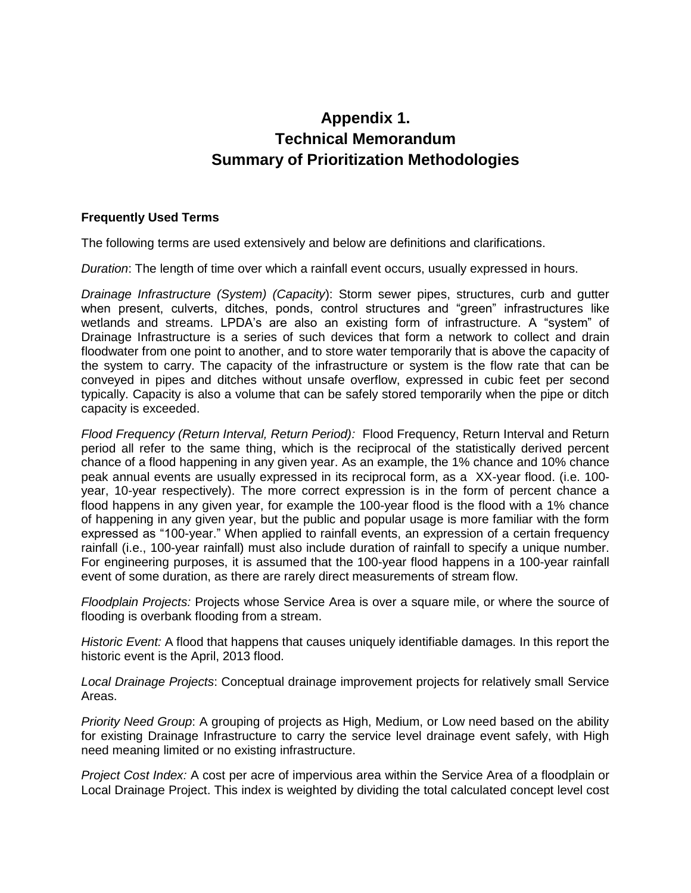# Appendix 1.
# Technical Memorandum
# Summary of Prioritization Methodologies

### Frequently Used Terms

The following terms are used extensively and below are definitions and clarifications.

*Duration*: The length of time over which a rainfall event occurs, usually expressed in hours.

*Drainage Infrastructure (System) (Capacity)*: Storm sewer pipes, structures, curb and gutter when present, culverts, ditches, ponds, control structures and "green" infrastructures like wetlands and streams. LPDA's are also an existing form of infrastructure. A "system" of Drainage Infrastructure is a series of such devices that form a network to collect and drain floodwater from one point to another, and to store water temporarily that is above the capacity of the system to carry. The capacity of the infrastructure or system is the flow rate that can be conveyed in pipes and ditches without unsafe overflow, expressed in cubic feet per second typically. Capacity is also a volume that can be safely stored temporarily when the pipe or ditch capacity is exceeded.

*Flood Frequency (Return Interval, Return Period):* Flood Frequency, Return Interval and Return period all refer to the same thing, which is the reciprocal of the statistically derived percent chance of a flood happening in any given year. As an example, the 1% chance and 10% chance peak annual events are usually expressed in its reciprocal form, as a XX-year flood. (i.e. 100-year, 10-year respectively). The more correct expression is in the form of percent chance a flood happens in any given year, for example the 100-year flood is the flood with a 1% chance of happening in any given year, but the public and popular usage is more familiar with the form expressed as "100-year." When applied to rainfall events, an expression of a certain frequency rainfall (i.e., 100-year rainfall) must also include duration of rainfall to specify a unique number. For engineering purposes, it is assumed that the 100-year flood happens in a 100-year rainfall event of some duration, as there are rarely direct measurements of stream flow.

*Floodplain Projects:* Projects whose Service Area is over a square mile, or where the source of flooding is overbank flooding from a stream.

*Historic Event:* A flood that happens that causes uniquely identifiable damages. In this report the historic event is the April, 2013 flood.

*Local Drainage Projects*: Conceptual drainage improvement projects for relatively small Service Areas.

*Priority Need Group*: A grouping of projects as High, Medium, or Low need based on the ability for existing Drainage Infrastructure to carry the service level drainage event safely, with High need meaning limited or no existing infrastructure.

*Project Cost Index:* A cost per acre of impervious area within the Service Area of a floodplain or Local Drainage Project. This index is weighted by dividing the total calculated concept level cost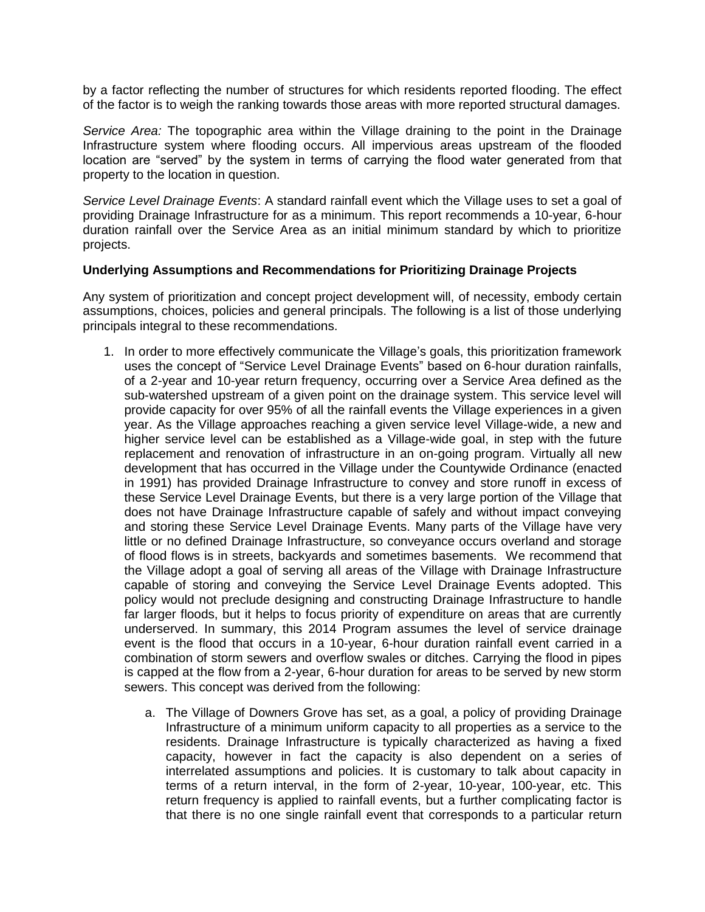by a factor reflecting the number of structures for which residents reported flooding. The effect of the factor is to weigh the ranking towards those areas with more reported structural damages.

*Service Area:* The topographic area within the Village draining to the point in the Drainage Infrastructure system where flooding occurs. All impervious areas upstream of the flooded location are "served" by the system in terms of carrying the flood water generated from that property to the location in question.

*Service Level Drainage Events*: A standard rainfall event which the Village uses to set a goal of providing Drainage Infrastructure for as a minimum. This report recommends a 10-year, 6-hour duration rainfall over the Service Area as an initial minimum standard by which to prioritize projects.

**Underlying Assumptions and Recommendations for Prioritizing Drainage Projects**

Any system of prioritization and concept project development will, of necessity, embody certain assumptions, choices, policies and general principals. The following is a list of those underlying principals integral to these recommendations.

1. In order to more effectively communicate the Village's goals, this prioritization framework uses the concept of "Service Level Drainage Events" based on 6-hour duration rainfalls, of a 2-year and 10-year return frequency, occurring over a Service Area defined as the sub-watershed upstream of a given point on the drainage system. This service level will provide capacity for over 95% of all the rainfall events the Village experiences in a given year. As the Village approaches reaching a given service level Village-wide, a new and higher service level can be established as a Village-wide goal, in step with the future replacement and renovation of infrastructure in an on-going program. Virtually all new development that has occurred in the Village under the Countywide Ordinance (enacted in 1991) has provided Drainage Infrastructure to convey and store runoff in excess of these Service Level Drainage Events, but there is a very large portion of the Village that does not have Drainage Infrastructure capable of safely and without impact conveying and storing these Service Level Drainage Events. Many parts of the Village have very little or no defined Drainage Infrastructure, so conveyance occurs overland and storage of flood flows is in streets, backyards and sometimes basements. We recommend that the Village adopt a goal of serving all areas of the Village with Drainage Infrastructure capable of storing and conveying the Service Level Drainage Events adopted. This policy would not preclude designing and constructing Drainage Infrastructure to handle far larger floods, but it helps to focus priority of expenditure on areas that are currently underserved. In summary, this 2014 Program assumes the level of service drainage event is the flood that occurs in a 10-year, 6-hour duration rainfall event carried in a combination of storm sewers and overflow swales or ditches. Carrying the flood in pipes is capped at the flow from a 2-year, 6-hour duration for areas to be served by new storm sewers. This concept was derived from the following:

    a. The Village of Downers Grove has set, as a goal, a policy of providing Drainage Infrastructure of a minimum uniform capacity to all properties as a service to the residents. Drainage Infrastructure is typically characterized as having a fixed capacity, however in fact the capacity is also dependent on a series of interrelated assumptions and policies. It is customary to talk about capacity in terms of a return interval, in the form of 2-year, 10-year, 100-year, etc. This return frequency is applied to rainfall events, but a further complicating factor is that there is no one single rainfall event that corresponds to a particular return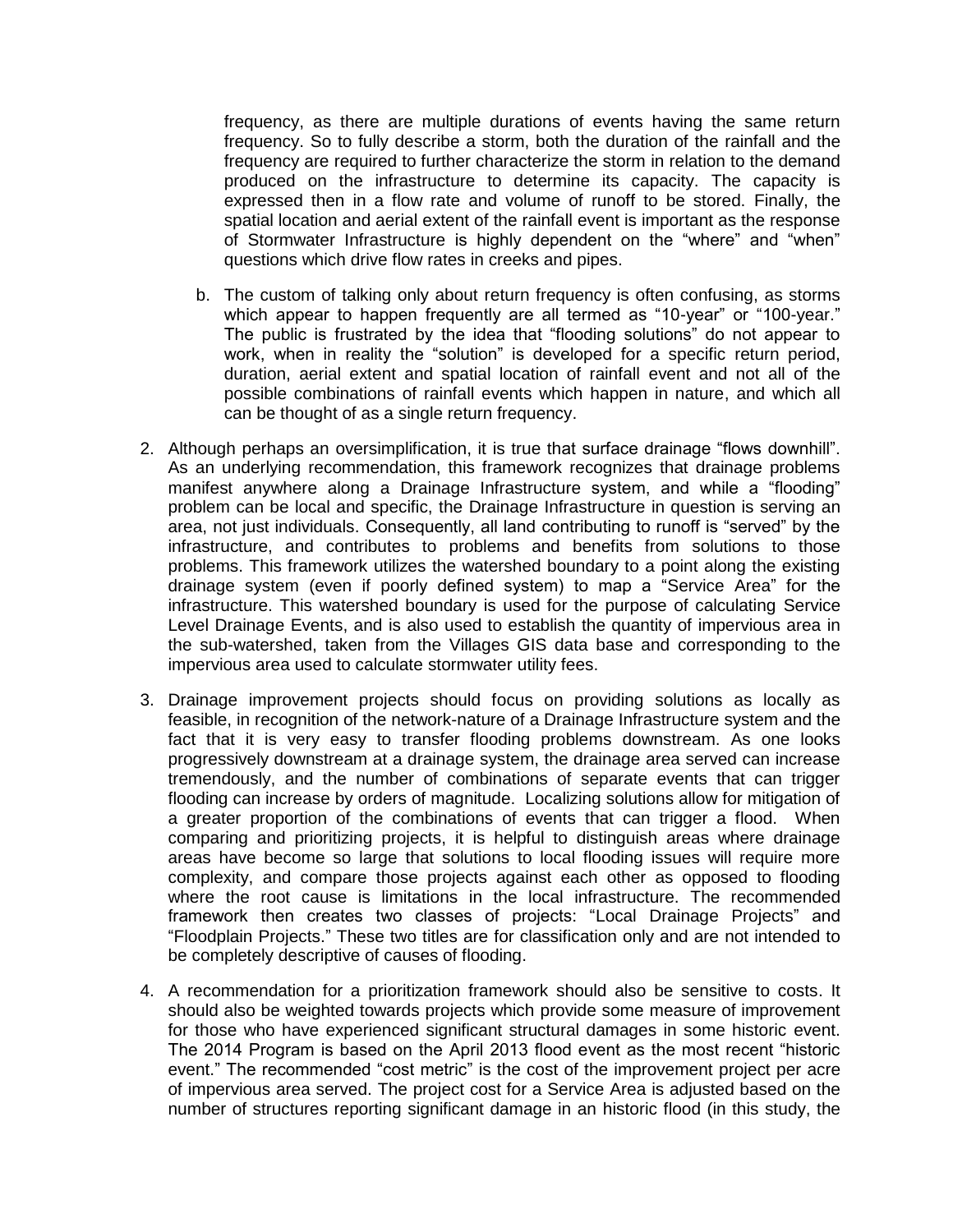frequency, as there are multiple durations of events having the same return frequency. So to fully describe a storm, both the duration of the rainfall and the frequency are required to further characterize the storm in relation to the demand produced on the infrastructure to determine its capacity. The capacity is expressed then in a flow rate and volume of runoff to be stored. Finally, the spatial location and aerial extent of the rainfall event is important as the response of Stormwater Infrastructure is highly dependent on the "where" and "when" questions which drive flow rates in creeks and pipes.

   b. The custom of talking only about return frequency is often confusing, as storms which appear to happen frequently are all termed as "10-year" or "100-year." The public is frustrated by the idea that "flooding solutions" do not appear to work, when in reality the "solution" is developed for a specific return period, duration, aerial extent and spatial location of rainfall event and not all of the possible combinations of rainfall events which happen in nature, and which all can be thought of as a single return frequency.

2. Although perhaps an oversimplification, it is true that surface drainage "flows downhill". As an underlying recommendation, this framework recognizes that drainage problems manifest anywhere along a Drainage Infrastructure system, and while a "flooding" problem can be local and specific, the Drainage Infrastructure in question is serving an area, not just individuals. Consequently, all land contributing to runoff is "served" by the infrastructure, and contributes to problems and benefits from solutions to those problems. This framework utilizes the watershed boundary to a point along the existing drainage system (even if poorly defined system) to map a "Service Area" for the infrastructure. This watershed boundary is used for the purpose of calculating Service Level Drainage Events, and is also used to establish the quantity of impervious area in the sub-watershed, taken from the Villages GIS data base and corresponding to the impervious area used to calculate stormwater utility fees.

3. Drainage improvement projects should focus on providing solutions as locally as feasible, in recognition of the network-nature of a Drainage Infrastructure system and the fact that it is very easy to transfer flooding problems downstream. As one looks progressively downstream at a drainage system, the drainage area served can increase tremendously, and the number of combinations of separate events that can trigger flooding can increase by orders of magnitude. Localizing solutions allow for mitigation of a greater proportion of the combinations of events that can trigger a flood. When comparing and prioritizing projects, it is helpful to distinguish areas where drainage areas have become so large that solutions to local flooding issues will require more complexity, and compare those projects against each other as opposed to flooding where the root cause is limitations in the local infrastructure. The recommended framework then creates two classes of projects: "Local Drainage Projects" and "Floodplain Projects." These two titles are for classification only and are not intended to be completely descriptive of causes of flooding.

4. A recommendation for a prioritization framework should also be sensitive to costs. It should also be weighted towards projects which provide some measure of improvement for those who have experienced significant structural damages in some historic event. The 2014 Program is based on the April 2013 flood event as the most recent "historic event." The recommended "cost metric" is the cost of the improvement project per acre of impervious area served. The project cost for a Service Area is adjusted based on the number of structures reporting significant damage in an historic flood (in this study, the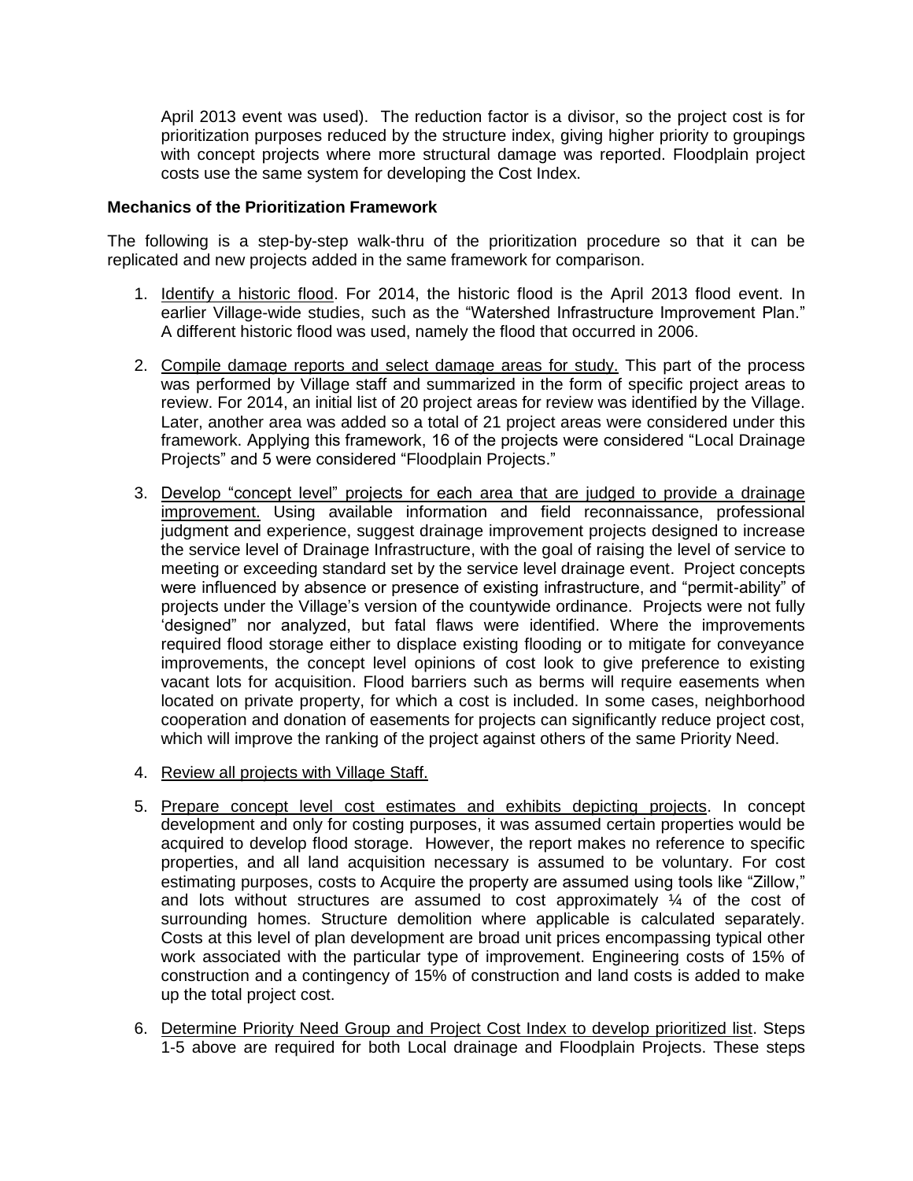April 2013 event was used). The reduction factor is a divisor, so the project cost is for prioritization purposes reduced by the structure index, giving higher priority to groupings with concept projects where more structural damage was reported. Floodplain project costs use the same system for developing the Cost Index.

**Mechanics of the Prioritization Framework**

The following is a step-by-step walk-thru of the prioritization procedure so that it can be replicated and new projects added in the same framework for comparison.

1. Identify a historic flood. For 2014, the historic flood is the April 2013 flood event. In earlier Village-wide studies, such as the "Watershed Infrastructure Improvement Plan." A different historic flood was used, namely the flood that occurred in 2006.

2. Compile damage reports and select damage areas for study. This part of the process was performed by Village staff and summarized in the form of specific project areas to review. For 2014, an initial list of 20 project areas for review was identified by the Village. Later, another area was added so a total of 21 project areas were considered under this framework. Applying this framework, 16 of the projects were considered "Local Drainage Projects" and 5 were considered "Floodplain Projects."

3. Develop "concept level" projects for each area that are judged to provide a drainage improvement. Using available information and field reconnaissance, professional judgment and experience, suggest drainage improvement projects designed to increase the service level of Drainage Infrastructure, with the goal of raising the level of service to meeting or exceeding standard set by the service level drainage event. Project concepts were influenced by absence or presence of existing infrastructure, and "permit-ability" of projects under the Village's version of the countywide ordinance. Projects were not fully 'designed" nor analyzed, but fatal flaws were identified. Where the improvements required flood storage either to displace existing flooding or to mitigate for conveyance improvements, the concept level opinions of cost look to give preference to existing vacant lots for acquisition. Flood barriers such as berms will require easements when located on private property, for which a cost is included. In some cases, neighborhood cooperation and donation of easements for projects can significantly reduce project cost, which will improve the ranking of the project against others of the same Priority Need.

4. Review all projects with Village Staff.

5. Prepare concept level cost estimates and exhibits depicting projects. In concept development and only for costing purposes, it was assumed certain properties would be acquired to develop flood storage. However, the report makes no reference to specific properties, and all land acquisition necessary is assumed to be voluntary. For cost estimating purposes, costs to Acquire the property are assumed using tools like "Zillow," and lots without structures are assumed to cost approximately ¼ of the cost of surrounding homes. Structure demolition where applicable is calculated separately. Costs at this level of plan development are broad unit prices encompassing typical other work associated with the particular type of improvement. Engineering costs of 15% of construction and a contingency of 15% of construction and land costs is added to make up the total project cost.

6. Determine Priority Need Group and Project Cost Index to develop prioritized list. Steps 1-5 above are required for both Local drainage and Floodplain Projects. These steps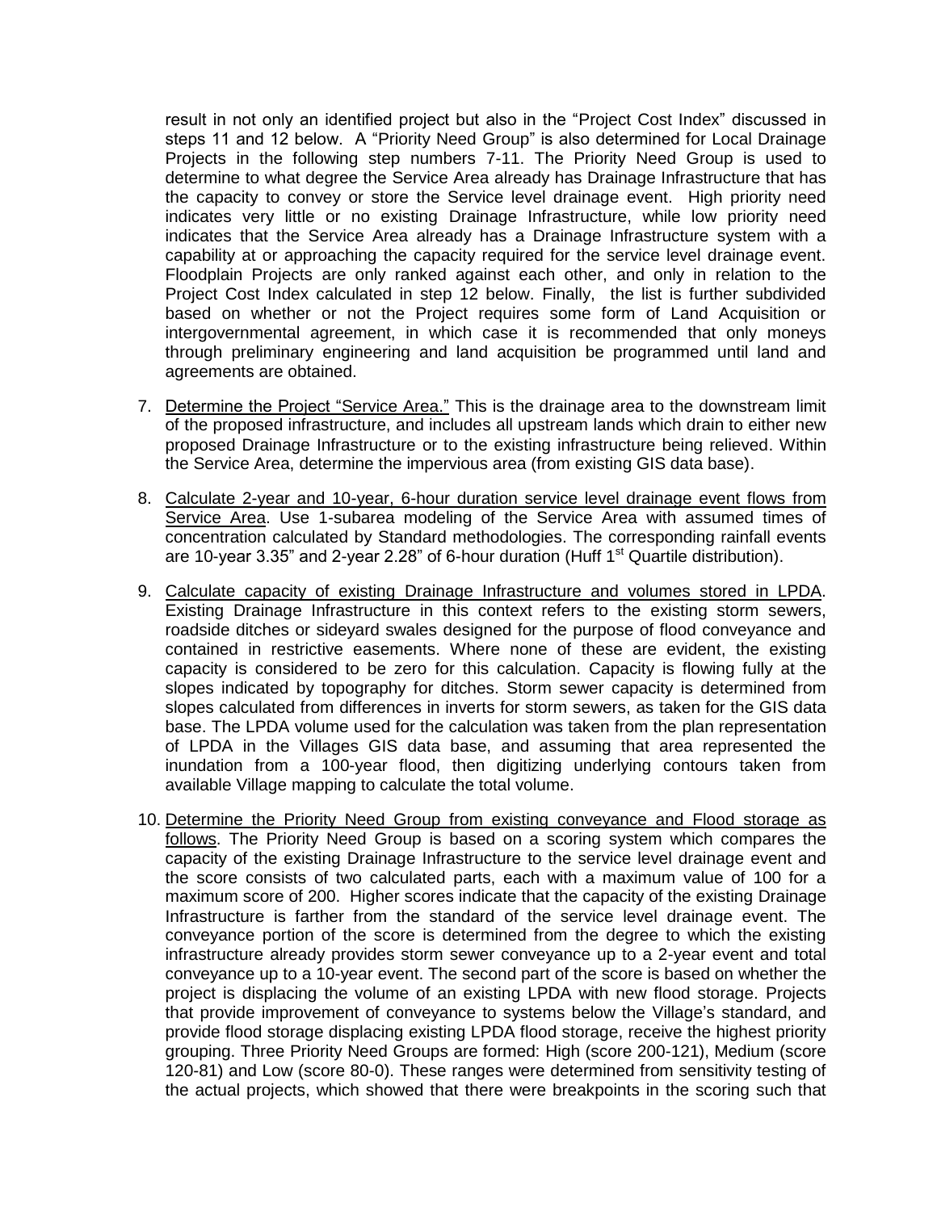result in not only an identified project but also in the "Project Cost Index" discussed in steps 11 and 12 below. A "Priority Need Group" is also determined for Local Drainage Projects in the following step numbers 7-11. The Priority Need Group is used to determine to what degree the Service Area already has Drainage Infrastructure that has the capacity to convey or store the Service level drainage event. High priority need indicates very little or no existing Drainage Infrastructure, while low priority need indicates that the Service Area already has a Drainage Infrastructure system with a capability at or approaching the capacity required for the service level drainage event. Floodplain Projects are only ranked against each other, and only in relation to the Project Cost Index calculated in step 12 below. Finally, the list is further subdivided based on whether or not the Project requires some form of Land Acquisition or intergovernmental agreement, in which case it is recommended that only moneys through preliminary engineering and land acquisition be programmed until land and agreements are obtained.

7. Determine the Project "Service Area." This is the drainage area to the downstream limit of the proposed infrastructure, and includes all upstream lands which drain to either new proposed Drainage Infrastructure or to the existing infrastructure being relieved. Within the Service Area, determine the impervious area (from existing GIS data base).

8. Calculate 2-year and 10-year, 6-hour duration service level drainage event flows from Service Area. Use 1-subarea modeling of the Service Area with assumed times of concentration calculated by Standard methodologies. The corresponding rainfall events are 10-year 3.35" and 2-year 2.28" of 6-hour duration (Huff 1st Quartile distribution).

9. Calculate capacity of existing Drainage Infrastructure and volumes stored in LPDA. Existing Drainage Infrastructure in this context refers to the existing storm sewers, roadside ditches or sideyard swales designed for the purpose of flood conveyance and contained in restrictive easements. Where none of these are evident, the existing capacity is considered to be zero for this calculation. Capacity is flowing fully at the slopes indicated by topography for ditches. Storm sewer capacity is determined from slopes calculated from differences in inverts for storm sewers, as taken for the GIS data base. The LPDA volume used for the calculation was taken from the plan representation of LPDA in the Villages GIS data base, and assuming that area represented the inundation from a 100-year flood, then digitizing underlying contours taken from available Village mapping to calculate the total volume.

10. Determine the Priority Need Group from existing conveyance and Flood storage as follows. The Priority Need Group is based on a scoring system which compares the capacity of the existing Drainage Infrastructure to the service level drainage event and the score consists of two calculated parts, each with a maximum value of 100 for a maximum score of 200. Higher scores indicate that the capacity of the existing Drainage Infrastructure is farther from the standard of the service level drainage event. The conveyance portion of the score is determined from the degree to which the existing infrastructure already provides storm sewer conveyance up to a 2-year event and total conveyance up to a 10-year event. The second part of the score is based on whether the project is displacing the volume of an existing LPDA with new flood storage. Projects that provide improvement of conveyance to systems below the Village's standard, and provide flood storage displacing existing LPDA flood storage, receive the highest priority grouping. Three Priority Need Groups are formed: High (score 200-121), Medium (score 120-81) and Low (score 80-0). These ranges were determined from sensitivity testing of the actual projects, which showed that there were breakpoints in the scoring such that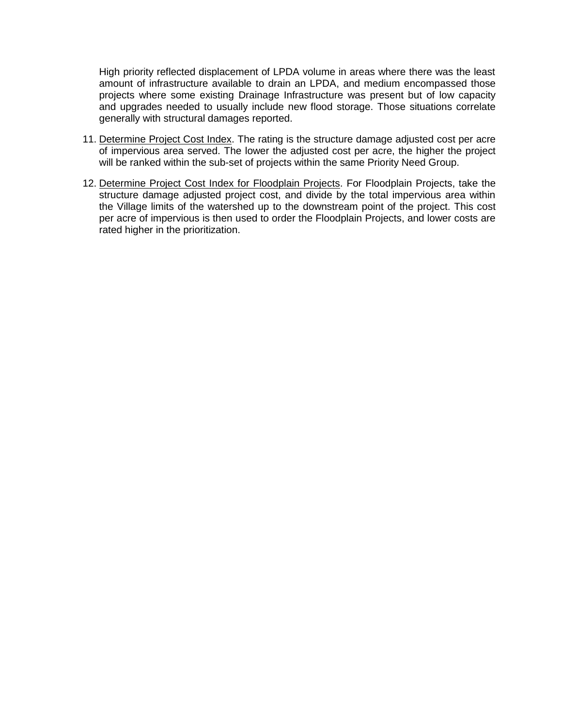High priority reflected displacement of LPDA volume in areas where there was the least amount of infrastructure available to drain an LPDA, and medium encompassed those projects where some existing Drainage Infrastructure was present but of low capacity and upgrades needed to usually include new flood storage. Those situations correlate generally with structural damages reported.

11. <u>Determine Project Cost Index</u>. The rating is the structure damage adjusted cost per acre of impervious area served. The lower the adjusted cost per acre, the higher the project will be ranked within the sub-set of projects within the same Priority Need Group.

12. <u>Determine Project Cost Index for Floodplain Projects</u>. For Floodplain Projects, take the structure damage adjusted project cost, and divide by the total impervious area within the Village limits of the watershed up to the downstream point of the project. This cost per acre of impervious is then used to order the Floodplain Projects, and lower costs are rated higher in the prioritization.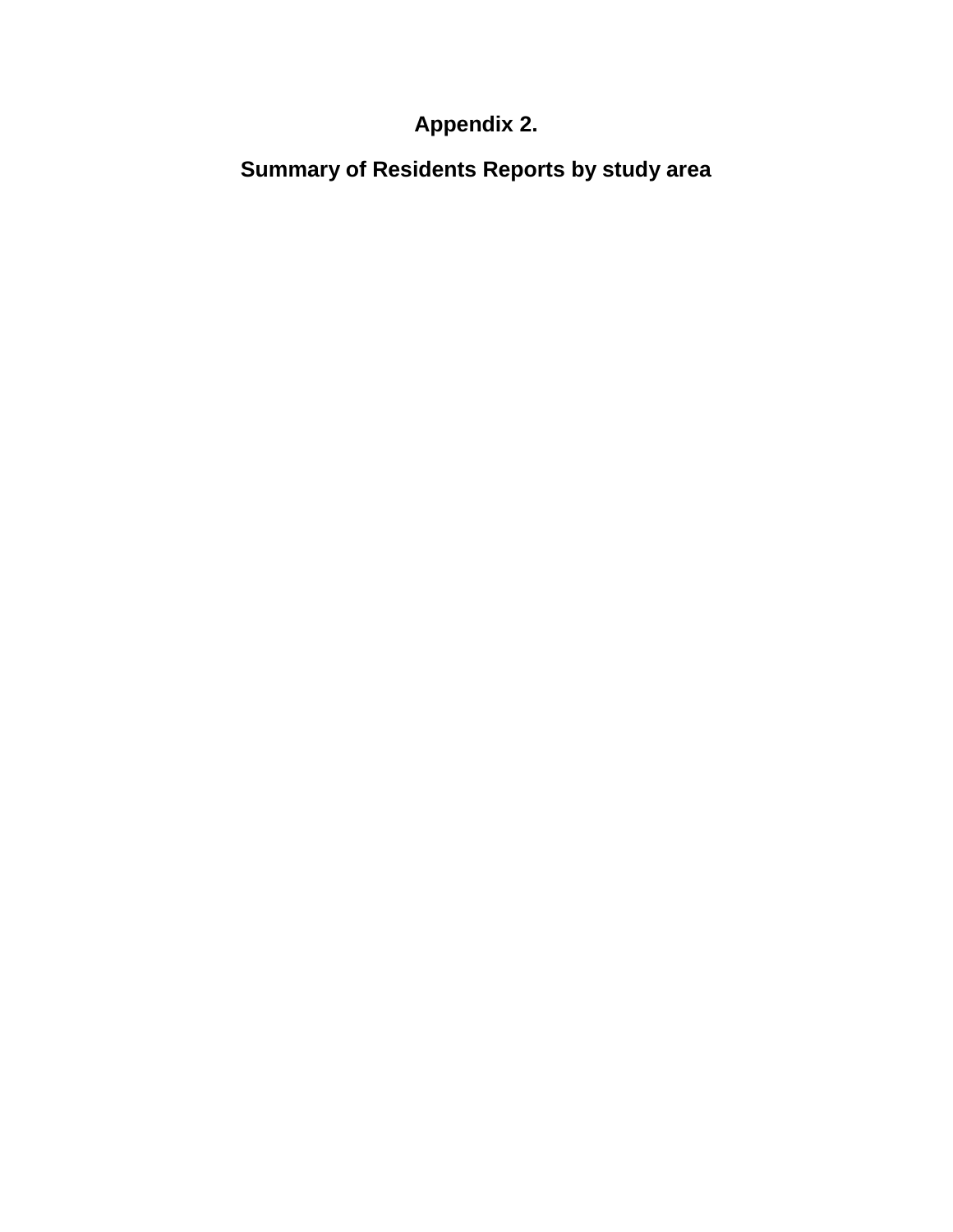# Appendix 2.

## Summary of Residents Reports by study area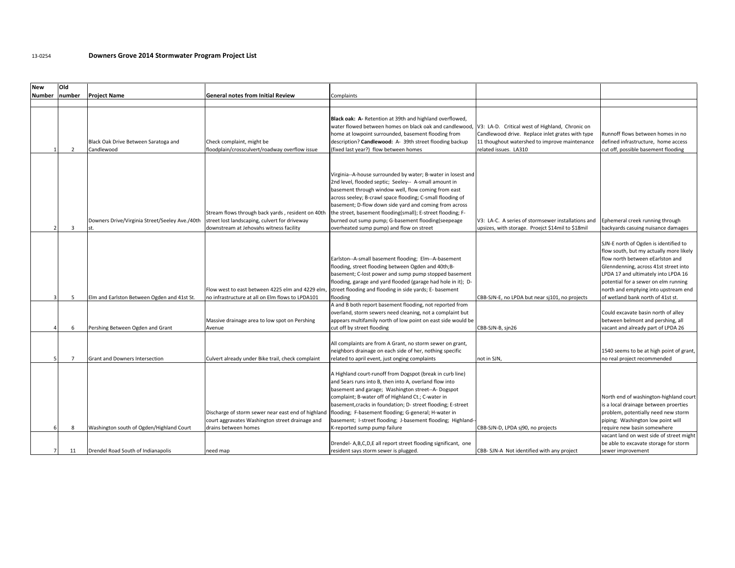13-0254 **Downers Grove 2014 Stormwater Program Project List**

| New Number | Old number | Project Name | General notes from Initial Review | Complaints | | |
|---|---|---|---|---|---|---|
| | | | | | | |
| 1 | 2 | Black Oak Drive Between Saratoga and Candlewood | Check complaint, might be floodplain/crossculvert/roadway overflow issue | **Black oak: A-** Retention at 39th and highland overflowed, water flowed between homes on black oak and candlewood, home at lowpoint surrounded, basement flooding from description? **Candlewood:** A- 39th street flooding backup (fixed last year?) flow between homes | V3: LA-D. Critical west of Highland, Chronic on Candlewood drive. Replace inlet grates with type 11 thoughout watershed to improve maintenance related issues. LA310 | Runoff flows between homes in no defined infrastructure, home access cut off, possible basement flooding |
| 2 | 3 | Downers Drive/Virginia Street/Seeley Ave./40th st. | Stream flows through back yards , resident on 40th street lost landscaping, culvert for driveway downstream at Jehovahs witness facility | Virginia--A-house surrounded by water; B-water in losest and 2nd level, flooded septic; Seeley-- A-small amount in basement through window well, flow coming from east across seeley; B-crawl space flooding; C-small flooding of basement; D-flow down side yard and coming from across the street, basement flooding(small); E-street flooding; F-burned out sump pump; G-basement flooding(seepeage overheated sump pump) and flow on street | V3: LA-C. A series of stormsewer installations and upsizes, with storage. Proejct $14mil to $18mil | Ephemeral creek running through backyards casuing nuisance damages |
| 3 | 5 | Elm and Earlston Between Ogden and 41st St. | Flow west to east between 4225 elm and 4229 elm, no infrastructure at all on Elm flows to LPDA101 | Earlston--A-small basement flooding; Elm--A-basement flooding, street flooding between Ogden and 40th;B-basement; C-lost power and sump pump stopped basement flooding, garage and yard flooded (garage had hole in it); D-street flooding and flooding in side yards; E- basement flooding | CBB-SJN-E, no LPDA but near sj101, no projects | SJN-E north of Ogden is identified to flow south, but my actually more likely flow north between eEarlston and Glenndenning, across 41st street into LPDA 17 and ultimately into LPDA 16 potential for a sewer on elm running north and emptying into upstream end of wetland bank north of 41st st. |
| 4 | 6 | Pershing Between Ogden and Grant | Massive drainage area to low spot on Pershing Avenue | A and B both report basement flooding, not reported from overland, storm sewers need cleaning, not a complaint but appears multifamily north of low point on east side would be cut off by street flooding | CBB-SJN-B, sjn26 | Could excavate basin north of alley between belmont and pershing, all vacant and already part of LPDA 26 |
| 5 | 7 | Grant and Downers Intersection | Culvert already under Bike trail, check complaint | All complaints are from A Grant, no storm sewer on grant, neighbors drainage on each side of her, nothing specific related to april event, just onging complaints | not in SJN, | 1540 seems to be at high point of grant, no real project recommended |
| 6 | 8 | Washington south of Ogden/Highland Court | Discharge of storm sewer near east end of highland court aggravates Washington street drainage and drains between homes | A Highland court-runoff from Dogspot (break in curb line) and Sears runs into B, then into A, overland flow into basement and garage; Washington street--A- Dogspot complaint; B-water off of Highland Ct.; C-water in basement,cracks in foundation; D- street flooding; E-street flooding; F-basement flooding; G-general; H-water in basement; I-street flooding; J-basement flooding; Highland--K-reported sump pump failure | CBB-SJN-D, LPDA sj90, no projects | North end of washington-highland court is a local drainage between proerties problem, potentially need new storm piping; Washington low point will require new basin somewhere |
| 7 | 11 | Drendel Road South of Indianapolis | need map | Drendel- A,B,C,D,E all report street flooding significant, one resident says storm sewer is plugged. | CBB- SJN-A Not identified with any project | vacant land on west side of street might be able to excavate storage for storm sewer improvement |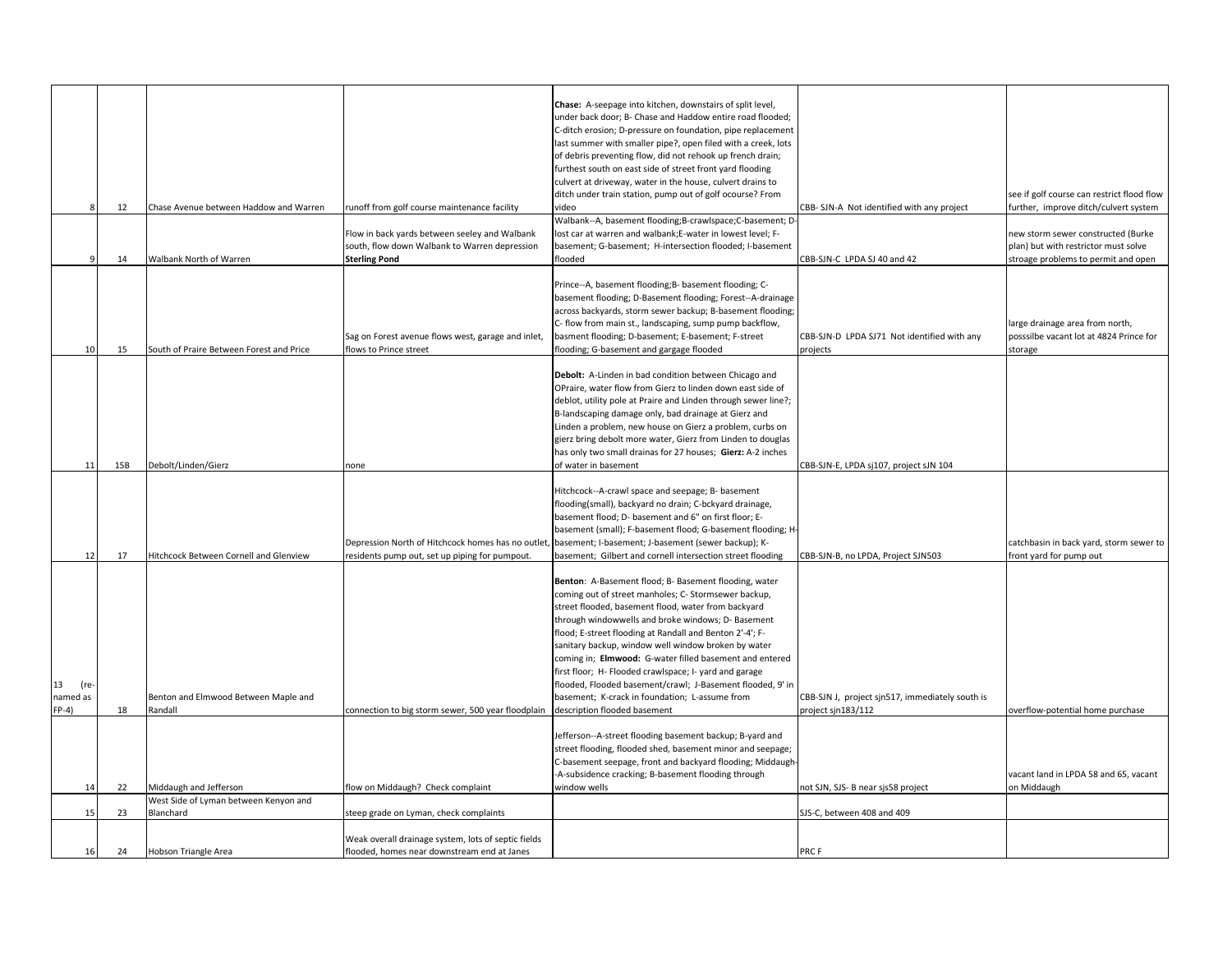| | | | | | | |
|---|---|---|---|---|---|---|
| 8 | 12 | Chase Avenue between Haddow and Warren | runoff from golf course maintenance facility | **Chase:** A-seepage into kitchen, downstairs of split level, under back door; B- Chase and Haddow entire road flooded; C-ditch erosion; D-pressure on foundation, pipe replacement last summer with smaller pipe?, open filed with a creek, lots of debris preventing flow, did not rehook up french drain; furthest south on east side of street front yard flooding culvert at driveway, water in the house, culvert drains to ditch under train station, pump out of golf ocourse? From video | CBB- SJN-A Not identified with any project | see if golf course can restrict flood flow further, improve ditch/culvert system |
| 9 | 14 | Walbank North of Warren | Flow in back yards between seeley and Walbank south, flow down Walbank to Warren depression **Sterling Pond** | Walbank--A, basement flooding;B-crawlspace;C-basement; D-lost car at warren and walbank;E-water in lowest level; F-basement; G-basement; H-intersection flooded; I-basement flooded | CBB-SJN-C LPDA SJ 40 and 42 | new storm sewer constructed (Burke plan) but with restrictor must solve stroage problems to permit and open |
| 10 | 15 | South of Prairie Between Forest and Price | Sag on Forest avenue flows west, garage and inlet, flows to Prince street | Prince--A, basement flooding;B- basement flooding; C-basement flooding; D-Basement flooding; Forest--A-drainage across backyards, storm sewer backup; B-basement flooding; C- flow from main st., landscaping, sump pump backflow, basment flooding; D-basement; E-basement; F-street flooding; G-basement and gargage flooded | CBB-SJN-D LPDA SJ71 Not identified with any projects | large drainage area from north, posssilbe vacant lot at 4824 Prince for storage |
| 11 | 15B | Debolt/Linden/Gierz | none | **Debolt:** A-Linden in bad condition between Chicago and OPraire, water flow from Gierz to linden down east side of deblot, utility pole at Praire and Linden through sewer line?; B-landscaping damage only, bad drainage at Gierz and Linden a problem, new house on Gierz a problem, curbs on gierz bring debolt more water, Gierz from Linden to douglas has only two small drainas for 27 houses; **Gierz:** A-2 inches of water in basement | CBB-SJN-E, LPDA sj107, project sJN 104 | |
| 12 | 17 | Hitchcock Between Cornell and Glenview | Depression North of Hitchcock homes has no outlet, residents pump out, set up piping for pumpout. | Hitchcock--A-crawl space and seepage; B- basement flooding(small), backyard no drain; C-bckyard drainage, basement flood; D- basement and 6" on first floor; E-basement (small); F-basement flood; G-basement flooding; H-basement; I-basement; J-basement (sewer backup); K-basement; Gilbert and cornell intersection street flooding | CBB-SJN-B, no LPDA, Project SJN503 | catchbasin in back yard, storm sewer to front yard for pump out |
| 13 (re-named as FP-4) | 18 | Benton and Elmwood Between Maple and Randall | connection to big storm sewer, 500 year floodplain | **Benton**: A-Basement flood; B- Basement flooding, water coming out of street manholes; C- Stormsewer backup, street flooded, basement flood, water from backyard through windowwells and broke windows; D- Basement flood; E-street flooding at Randall and Benton 2'-4'; F-sanitary backup, window well window broken by water coming in; **Elmwood:** G-water filled basement and entered first floor; H- Flooded crawlspace; I- yard and garage flooded, Flooded basement/crawl; J-Basement flooded, 9' in basement; K-crack in foundation; L-assume from description flooded basement | CBB-SJN J, project sjn517, immediately south is project sjn183/112 | overflow-potential home purchase |
| 14 | 22 | Middaugh and Jefferson | flow on Middaugh? Check complaint | Jefferson--A-street flooding basement backup; B-yard and street flooding, flooded shed, basement minor and seepage; C-basement seepage, front and backyard flooding; Middaugh--A-subsidence cracking; B-basement flooding through window wells | not SJN, SJS- B near sjs58 project | vacant land in LPDA 58 and 65, vacant on Middaugh |
| 15 | 23 | West Side of Lyman between Kenyon and Blanchard | steep grade on Lyman, check complaints | | SJS-C, between 408 and 409 | |
| 16 | 24 | Hobson Triangle Area | Weak overall drainage system, lots of septic fields flooded, homes near downstream end at Janes | | PRC F | |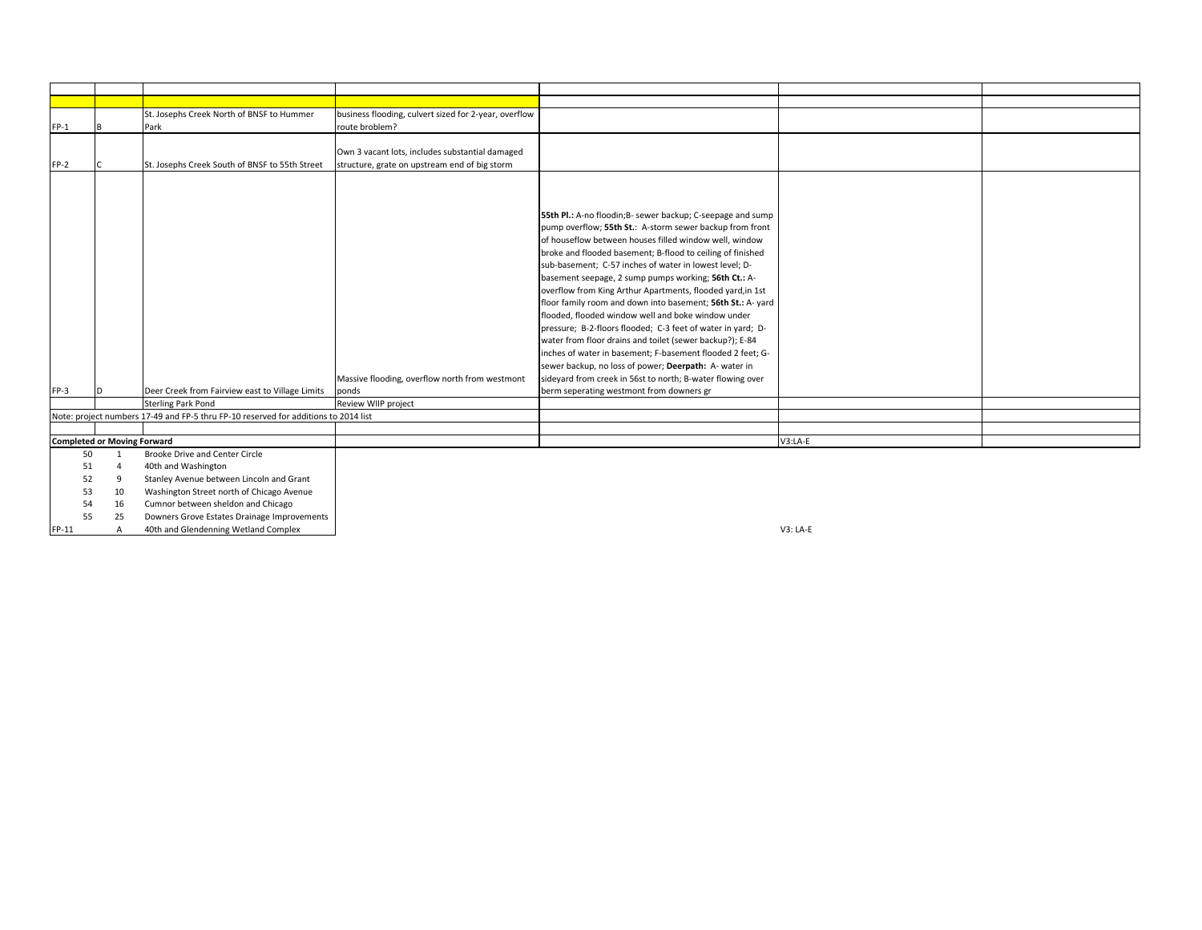| | | | | | | |
|---|---|---|---|---|---|---|
| | | | | | | |
| FP-1 | B | St. Josephs Creek North of BNSF to Hummer Park | business flooding, culvert sized for 2-year, overflow route broblem? | | | |
| FP-2 | C | St. Josephs Creek South of BNSF to 55th Street | Own 3 vacant lots, includes substantial damaged structure, grate on upstream end of big storm | | | |
| FP-3 | D | Deer Creek from Fairview east to Village Limits | Massive flooding, overflow north from westmont ponds | **55th Pl.:** A-no floodin;B- sewer backup; C-seepage and sump pump overflow; **55th St.:** A-storm sewer backup from front of houseflow between houses filled window well, window broke and flooded basement; B-flood to ceiling of finished sub-basement; C-57 inches of water in lowest level; D-basement seepage, 2 sump pumps working; **56th Ct.:** A-overflow from King Arthur Apartments, flooded yard,in 1st floor family room and down into basement; **56th St.:** A- yard flooded, flooded window well and boke window under pressure; B-2-floors flooded; C-3 feet of water in yard; D-water from floor drains and toilet (sewer backup?); E-84 inches of water in basement; F-basement flooded 2 feet; G-sewer backup, no loss of power; **Deerpath:** A- water in sideyard from creek in 56st to north; B-water flowing over berm seperating westmont from downers gr | | |
| | | Sterling Park Pond | Review WIIP project | | | |
| Note: project numbers 17-49 and FP-5 thru FP-10 reserved for additions to 2014 list | | | | | | |
| | | | | | | |
| **Completed or Moving Forward** | | | | | V3:LA-E | |
| 50 | 1 | Brooke Drive and Center Circle | | | | |
| 51 | 4 | 40th and Washington | | | | |
| 52 | 9 | Stanley Avenue between Lincoln and Grant | | | | |
| 53 | 10 | Washington Street north of Chicago Avenue | | | | |
| 54 | 16 | Cumnor between sheldon and Chicago | | | | |
| 55 | 25 | Downers Grove Estates Drainage Improvements | | | | |
| FP-11 | A | 40th and Glendenning Wetland Complex | | | V3: LA-E | |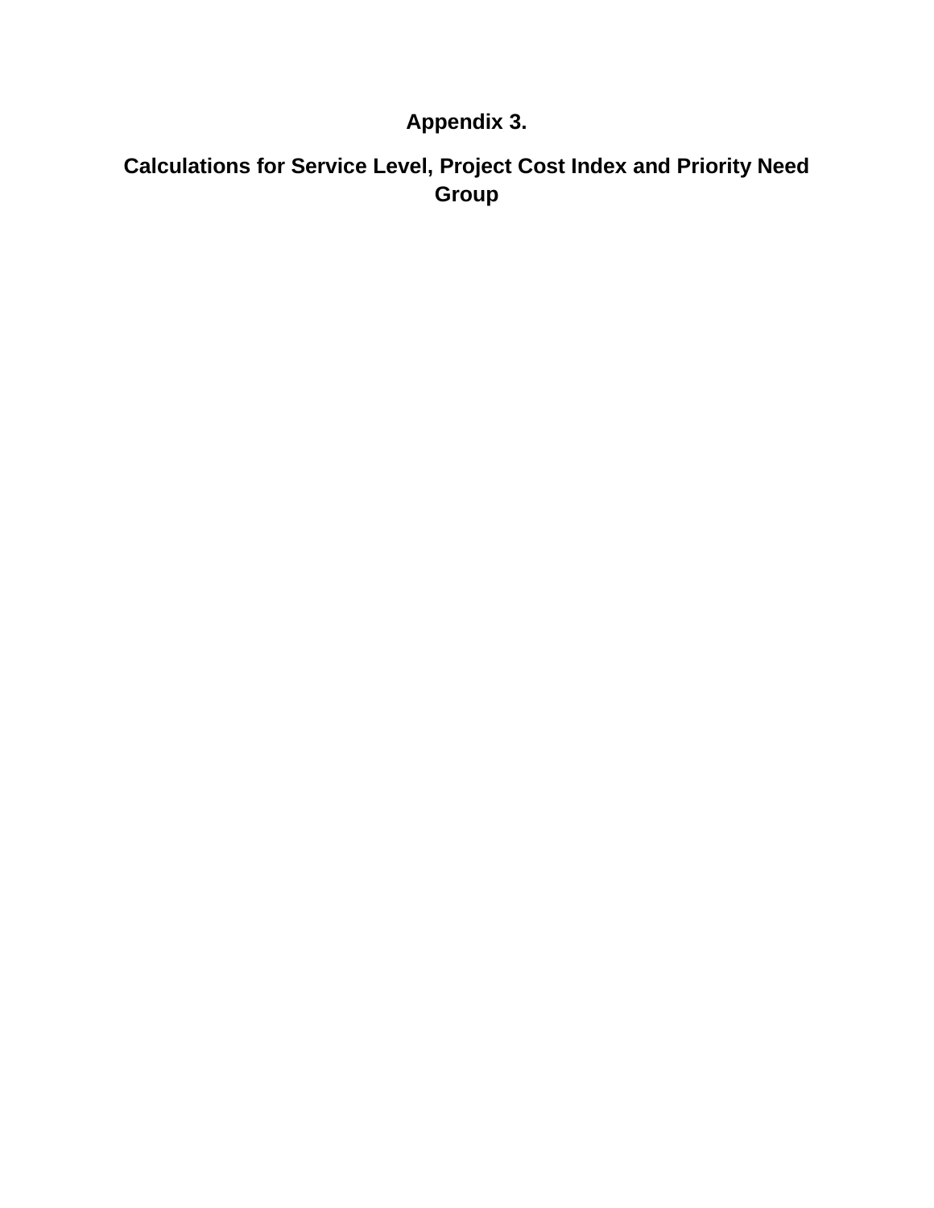# Appendix 3.

## Calculations for Service Level, Project Cost Index and Priority Need Group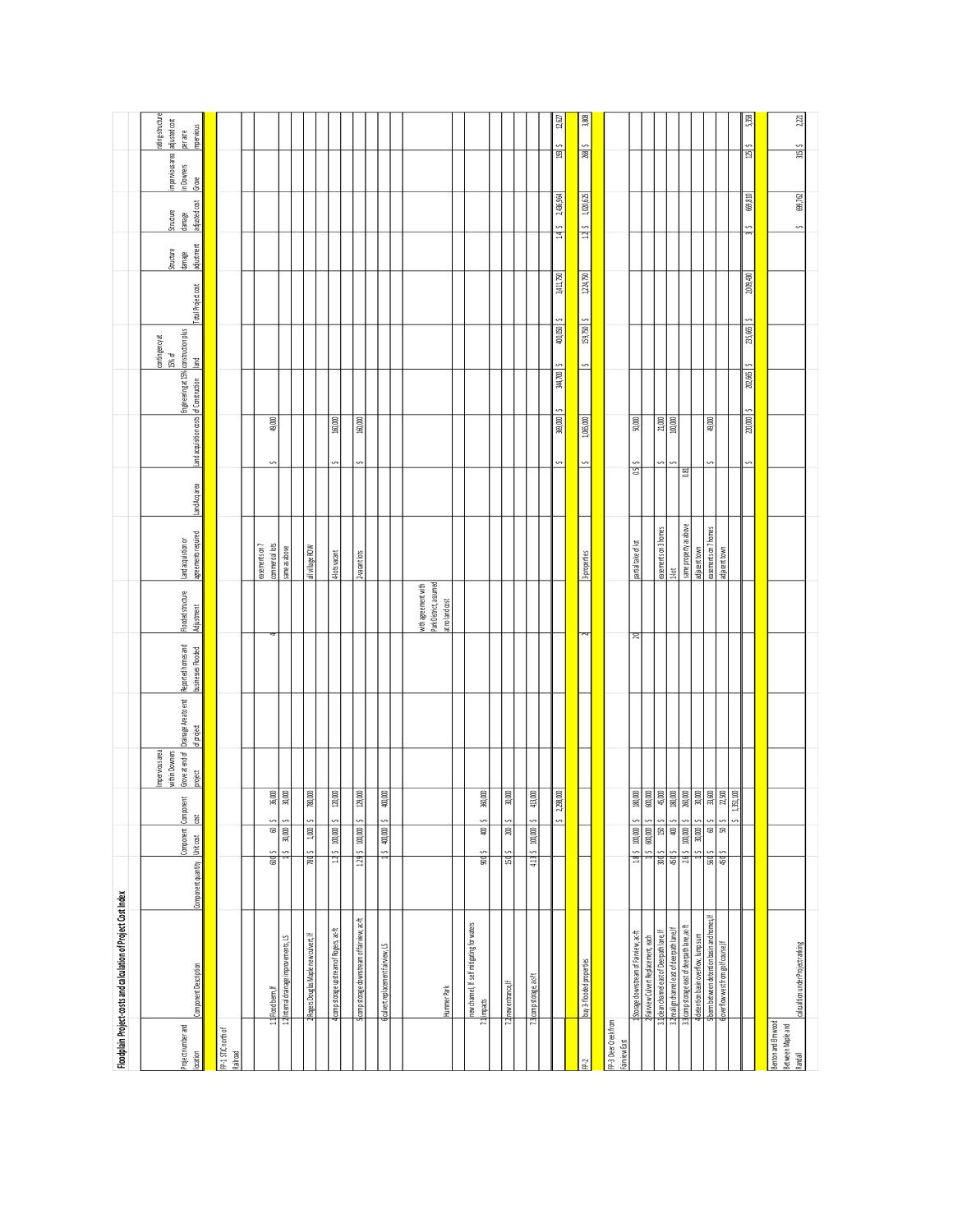# Floodplain Project-costs and calculation of Project Cost Index

| Project number and location | Component Description | Component quantity | Component Unit cost | Component cost | Impervious area within Downers Grove at end of project | Drainage Area at end of project | Reported homes and businesses flooded | Flooded structure Adjustment | Land acquisition or agreements required | Land Acq area | Land acquisition costs | Engineering at 15% of Construction | contingency at 15% of construction plus land | Total Project cost | Structure damage adjustment | Structure damage adjusted cost | impervious area in Downers Grove | rating-structure adjusted cost per acre impervious |
|---|---|---|---|---|---|---|---|---|---|---|---|---|---|---|---|---|---|---|
| FP-1 STC north of Railroad | | | | | | | | | | | | | | | | | | |
| 1.1 | Flood berm lf | 600 | $ 60 | $ 36,000 | | | 4 | | easements on 7 commercial lots | | $ 48,000 | | | | | | | |
| 1.2 | Internal drainage improvements, LS | 1 | $ 30,000 | $ 30,000 | | | | | same as above | | | | | | | | | |
| 2 | Rogers Douglas Maple new culvert, lf | 780 | $ 1,000 | $ 780,000 | | | | | at Village ROW | | | | | | | | | |
| 4 | comp storage upstream of Rogers, ac-ft | 1.2 | $ 100,000 | $ 120,000 | | | | | 4-lots vacant | | $ 160,000 | | | | | | | |
| 5 | comp storage downstream of Fairview, ac-ft | 1.2 | $ 100,000 | $ 120,000 | | | | | 2-vacant lots | | $ 160,000 | | | | | | | |
| 6 | culvert replacement Fairview, LS | 1 | $ 400,000 | $ 400,000 | | | | | | | | | | | | | | |
| | Hummer Park | | | | | | | with agreement with Park District, assumed at no land cost | | | | | | | | | | |
| 7.1 | new channel, lf self mitigating for waters impacts | 900 | $ 400 | $ 360,000 | | | | | | | | | | | | | | |
| 7.2 | new entrance, lf | 150 | $ 200 | $ 30,000 | | | | | | | | | | | | | | |
| 7.3 | comp storage, ac-ft | 4.1 | $ 100,000 | $ 410,000 | | | | | | | | | | | | | | |
| | | | | $ 2,298,000 | | | | | | | $ 369,000 | $ 344,700 | $ 400,050 | $ 3,411,750 | 1.4 | $ 2,436,964 | 193 | $ 12,627 |
| FP-2 | buy 3 flooded properties | | | | | | 2 | | 3 properties | | $ 1,065,000 | | $ 159,750 | $ 1,224,750 | 1.2 | $ 1,020,625 | 268 | $ 3,808 |
| | | | | | | | 2 | | | | | | | | | | | |
| FP-3 Deer Creek from Fairview East | | | | | | | | | | | | | | | | | | |
| 1 | Storage downstream of Fairview, ac-ft | 1.8 | $ 100,000 | $ 180,000 | | | 20 | | partial take of lot | 0.5 | $ 50,000 | | | | | | | |
| 2 | Fairview Culvert Replacement, each | 1 | $ 600,000 | $ 600,000 | | | | | | | | | | | | | | |
| 3.1 | clean channel east of Deerpath lane, lf | 300 | $ 150 | $ 45,000 | | | | | easements on 3 homes | | $ 21,000 | | | | | | | |
| 3.2 | realign channel east of deerpath lane, lf | 450 | $ 400 | $ 180,000 | | | | | 1 lot | | $ 100,000 | | | | | | | |
| 3.3 | comp storage east of deerpath lane, ac-ft | 2.6 | $ 100,000 | $ 260,000 | | | | | same property as above | 0.81 | | | | | | | | |
| 4 | detention basin overflow, lump sum | 1 | $ 30,000 | $ 30,000 | | | | | adjacent town | | | | | | | | | |
| 5 | berm between detention basin and homes, lf | 560 | $ 60 | $ 33,600 | | | | | easements on 7 homes | | $ 49,000 | | | | | | | |
| 6 | overflow west from golf course, lf | 450 | $ 50 | $ 22,500 | | | | | adjacent town | | | | | | | | | |
| | | | | $ 1,351,100 | | | | | | | $ 220,000 | $ 202,665 | $ 235,665 | $ 2,009,430 | 3 | $ 669,810 | 125 | $ 5,358 |
| Benton and Elmwood Between Maple and Randall | calculation under Project ranking | | | | | | | | | | | | | | | $ 699,762 | 315 | $ 2,221 |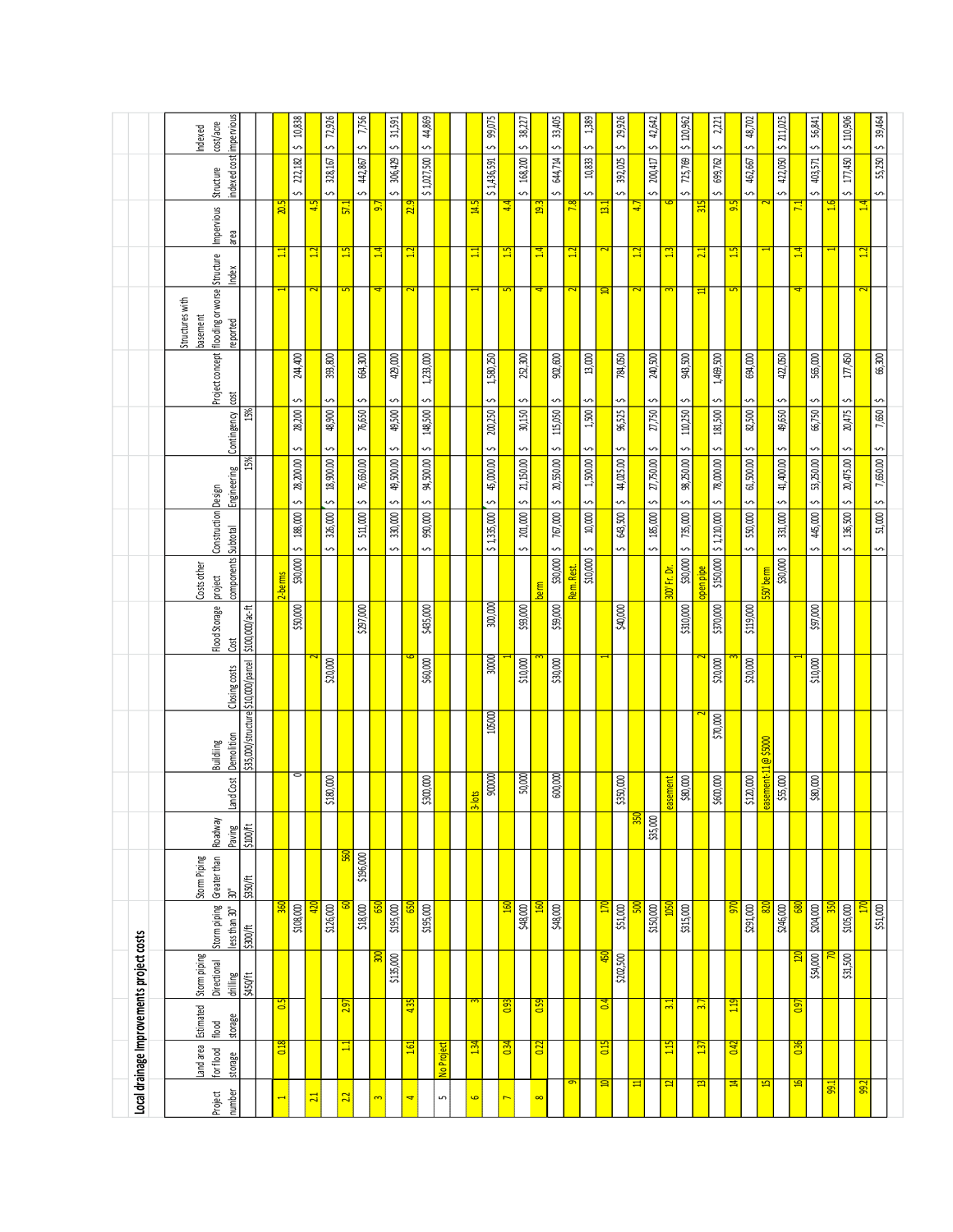## Local drainage Improvements project costs

| Project number | Land area for flood storage | Estimated flood storage | Storm piping Directional drilling | Storm piping less than 30" | Storm Piping Greater than 30" | Roadway Paving | Land Cost | Building Demolition | Closing costs | Flood Storage Cost | Costs other project components | Construction Subtotal | Design Engineering | Contingency | Project concept cost | Structures with basement flooding or worse reported | Structure Index | Impervious area | Structure indexed cost | Indexed cost/acre impervious |
|---|---|---|---|---|---|---|---|---|---|---|---|---|---|---|---|---|---|---|---|---|
| | | | $450/ft | $300/ft | $350/ft | $100/ft | | $35,000/structure | $10,000/parcel | $100,000/ac-ft | | | 15% | 15% | | | | | | |
| 1 | 0.18 | 0.5 | | 360 | | | | | | | 2-berms | | | | | 1 | 1.1 | 20.5 | | |
| | | | | $108,000 | | | 0 | | | $50,000 | $30,000 | $ 188,000 | $ 28,200.00 | $ 28,200 | $ 244,400 | | | | $ 222,182 | $ 10,838 |
| 2.1 | | | | 420 | | | | | 2 | | | | | | | 2 | 1.2 | 4.5 | | |
| | | | | $126,000 | | | $180,000 | | $20,000 | | | $ 326,000 | $ 18,900.00 | $ 48,900 | $ 393,800 | | | | $ 328,167 | $ 72,926 |
| 2.2 | 1.1 | 2.97 | | 60 | 560 | | | | | | | | | | | 5 | 1.5 | 57.1 | | |
| | | | | $18,000 | $196,000 | | | | | $297,000 | | $ 511,000 | $ 76,650.00 | $ 76,650 | $ 664,300 | | | | $ 442,867 | $ 7,756 |
| 3 | | | 300 | 650 | | | | | | | | | | | | 4 | 1.4 | 9.7 | | |
| | | | $135,000 | $195,000 | | | | | | | | $ 330,000 | $ 49,500.00 | $ 49,500 | $ 429,000 | | | | $ 306,429 | $ 31,591 |
| 4 | 1.61 | 4.35 | | 650 | | | | | 6 | | | | | | | 2 | 1.2 | 22.9 | | |
| | | | | $195,000 | | | $300,000 | | $60,000 | $435,000 | | $ 990,000 | $ 94,500.00 | $ 148,500 | $ 1,233,000 | | | | $ 1,027,500 | $ 44,869 |
| 5 | No Project | | | | | | | | | | | | | | | | | | | |
| 6 | 1.34 | 3 | | | | | 3-lots | | | | | | | | | 1 | 1.1 | 14.5 | | |
| | | | | | | | 900000 | 105000 | 30000 | 300,000 | | $ 1,335,000 | $ 45,000.00 | $ 200,250 | $ 1,580,250 | | | | $ 1,436,591 | $ 99,075 |
| 7 | 0.34 | 0.93 | | 160 | | | | | 1 | | | | | | | 5 | 1.5 | 4.4 | | |
| | | | | $48,000 | | | 50,000 | | $10,000 | $93,000 | | $ 201,000 | $ 21,150.00 | $ 30,150 | $ 252,300 | | | | $ 168,200 | $ 38,227 |
| 8 | 0.22 | 0.59 | | 160 | | | | | 3 | | berm | | | | | 4 | 1.4 | 19.3 | | |
| | | | | $48,000 | | | 600,000 | | $30,000 | $59,000 | $30,000 | $ 767,000 | $ 20,550.00 | $ 115,050 | $ 902,600 | | | | $ 644,714 | $ 33,405 |
| 9 | | | | | | | | | | | Rem. Rest. | | | | | 2 | 1.2 | 7.8 | | |
| | | | | | | | | | | | $10,000 | $ 10,000 | $ 1,500.00 | $ 1,500 | $ 13,000 | | | | $ 10,833 | $ 1,389 |
| 10 | 0.15 | 0.4 | 450 | 170 | | | | | 1 | | | | | | | 10 | 2 | 13.1 | | |
| | | | $202,500 | $51,000 | | | $350,000 | | | $40,000 | | $ 643,500 | $ 44,025.00 | $ 96,525 | $ 784,050 | | | | $ 392,025 | $ 29,926 |
| 11 | | | | 500 | | 350 | | | | | | | | | | 2 | 1.2 | 4.7 | | |
| | | | | $150,000 | | $35,000 | | | | | | $ 185,000 | $ 27,750.00 | $ 27,750 | $ 240,500 | | | | $ 200,417 | $ 42,642 |
| 12 | 1.15 | 3.1 | | 1050 | | | easement | | | | 300' Fr. Dr. | | | | | 3 | 1.3 | 6 | | |
| | | | | $315,000 | | | $80,000 | | | $310,000 | $30,000 | $ 735,000 | $ 98,250.00 | $ 110,250 | $ 943,500 | | | | $ 725,769 | $ 120,962 |
| 13 | 1.37 | 3.7 | | | | | | 2 | 2 | | open pipe | | | | | 11 | 2.1 | 315 | | |
| | | | | | | | $600,000 | $70,000 | $20,000 | $370,000 | $150,000 | $ 1,210,000 | $ 78,000.00 | $ 181,500 | $ 1,469,500 | | | | $ 699,762 | $ 2,221 |
| 14 | 0.42 | 1.19 | | 970 | | | | | 3 | | | | | | | 5 | 1.5 | 9.5 | | |
| | | | | $291,000 | | | $120,000 | | $20,000 | $119,000 | | $ 550,000 | $ 61,500.00 | $ 82,500 | $ 694,000 | | | | $ 462,667 | $ 48,702 |
| 15 | | | | 820 | | | easement-11 @ $5000 | | | | 550' berm | | | | | | 1 | 2 | | |
| | | | | $246,000 | | | $55,000 | | | | $30,000 | $ 331,000 | $ 41,400.00 | $ 49,650 | $ 422,050 | | | | $ 422,050 | $ 211,025 |
| 16 | 0.36 | 0.97 | 120 | 680 | | | | | 1 | | | | | | | 4 | 1.4 | 7.1 | | |
| | | | $54,000 | $204,000 | | | $80,000 | | $10,000 | $97,000 | | $ 445,000 | $ 53,250.00 | $ 66,750 | $ 565,000 | | | | $ 403,571 | $ 56,841 |
| 99.1 | | | 70 | 350 | | | | | | | | | | | | | 1 | 1.6 | | |
| | | | $31,500 | $105,000 | | | | | | | | $ 136,500 | $ 20,475.00 | $ 20,475 | $ 177,450 | | | | $ 177,450 | $ 110,906 |
| 99.2 | | | | 170 | | | | | | | | | | | | 2 | 1.2 | 1.4 | | |
| | | | | $51,000 | | | | | | | | $ 51,000 | $ 7,650.00 | $ 7,650 | $ 66,300 | | | | $ 55,250 | $ 39,464 |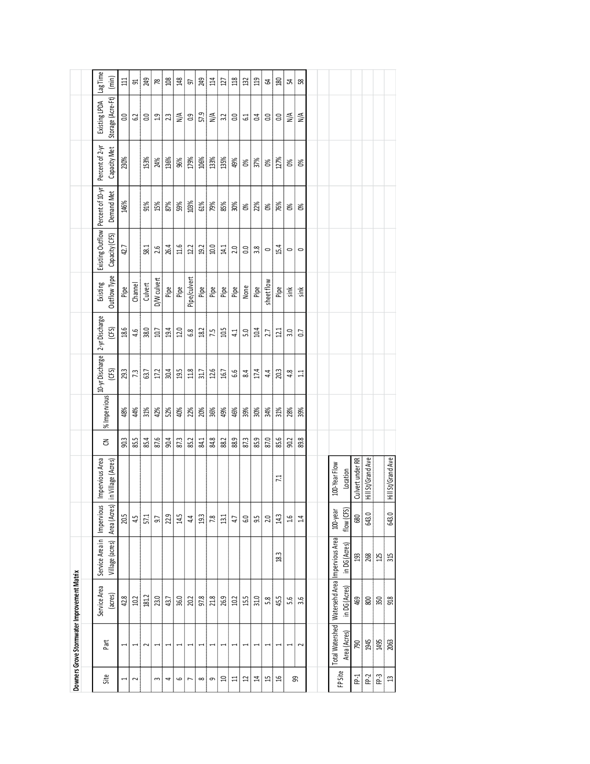**Downers Grove Stormwater Improvement Matrix**

| Site | Part | Service Area (acres) | Service Area in Village (acres) | Impervious Area (Acres) | Impervious Area in Village (Acres) | CN | % Impervious | 10-yr Discharge (CFS) | 2-yr Discharge (CFS) | Existing Outflow Type | Existing Outflow Capacity (CFS) | Percent of 10-yr Demand Met | Percent of 2-yr Capacity Met | Existing LPDA Storage (Acre-Ft) | Lag Time (min) |
|---|---|---|---|---|---|---|---|---|---|---|---|---|---|---|---|
| 1 | 1 | 42.8 | | 20.5 | | 90.3 | 48% | 29.3 | 18.6 | Pipe | 42.7 | 146% | 230% | 0.0 | 111 |
| 2 | 1 | 10.2 | | 4.5 | | 85.5 | 44% | 7.3 | 4.6 | Channel | | | | 6.2 | 91 |
| | 2 | 181.2 | | 57.1 | | 85.4 | 31% | 63.7 | 38.0 | Culvert | 58.1 | 91% | 153% | 0.0 | 249 |
| 3 | 1 | 23.0 | | 9.7 | | 87.6 | 42% | 17.2 | 10.7 | D/W culvert | 2.6 | 15% | 24% | 1.9 | 78 |
| 4 | 1 | 43.7 | | 22.9 | | 90.4 | 52% | 30.4 | 19.4 | Pipe | 26.4 | 87% | 136% | 2.3 | 108 |
| 6 | 1 | 36.0 | | 14.5 | | 87.3 | 40% | 19.5 | 12.0 | Pipe | 11.6 | 59% | 96% | N/A | 148 |
| 7 | 1 | 20.2 | | 4.4 | | 85.2 | 22% | 11.8 | 6.8 | Pipe/culvert | 12.2 | 103% | 179% | 0.9 | 97 |
| 8 | 1 | 97.8 | | 19.3 | | 84.1 | 20% | 31.7 | 18.2 | Pipe | 19.2 | 61% | 106% | 57.9 | 249 |
| 9 | 1 | 21.8 | | 7.8 | | 84.8 | 36% | 12.6 | 7.5 | Pipe | 10.0 | 79% | 133% | N/A | 114 |
| 10 | 1 | 26.9 | | 13.1 | | 88.2 | 49% | 16.7 | 10.5 | Pipe | 14.1 | 85% | 135% | 3.2 | 127 |
| 11 | 1 | 10.2 | | 4.7 | | 88.9 | 46% | 6.6 | 4.1 | Pipe | 2.0 | 30% | 49% | 0.0 | 118 |
| 12 | 1 | 15.5 | | 6.0 | | 87.3 | 39% | 8.4 | 5.0 | None | 0.0 | 0% | 0% | 6.1 | 132 |
| 14 | 1 | 31.0 | | 9.5 | | 85.9 | 30% | 17.4 | 10.4 | Pipe | 3.8 | 22% | 37% | 0.4 | 119 |
| 15 | 1 | 5.8 | | 2.0 | | 87.0 | 34% | 4.4 | 2.7 | sheet flow | 0 | 0% | 0% | 0.0 | 64 |
| 16 | 1 | 45.5 | 18.3 | 14.3 | 7.1 | 85.6 | 31% | 20.3 | 12.1 | Pipe | 15.4 | 76% | 127% | 0.0 | 180 |
| 99 | 1 | 5.6 | | 1.6 | | 90.2 | 28% | 4.8 | 3.0 | sink | 0 | 0% | 0% | N/A | 54 |
| | 2 | 3.6 | | 1.4 | | 89.8 | 39% | 1.1 | 0.7 | sink | 0 | 0% | 0% | N/A | 58 |

| FP Site | Total Watershed Area (Acres) | Watersehd Area in DG (Acres) | Impervious Area in DG (Acres) | 100-year flow (CFS) | 100-Year Flow Location |
|---|---|---|---|---|---|
| FP-1 | 790 | 469 | 193 | 680 | Culvert under RR |
| FP-2 | 1945 | 800 | 268 | 643.0 | Hill St/Grand Ave |
| FP-3 | 1495 | 350 | 125 | | |
| 13 | 2063 | 918 | 315 | 643.0 | Hill St/Grand Ave |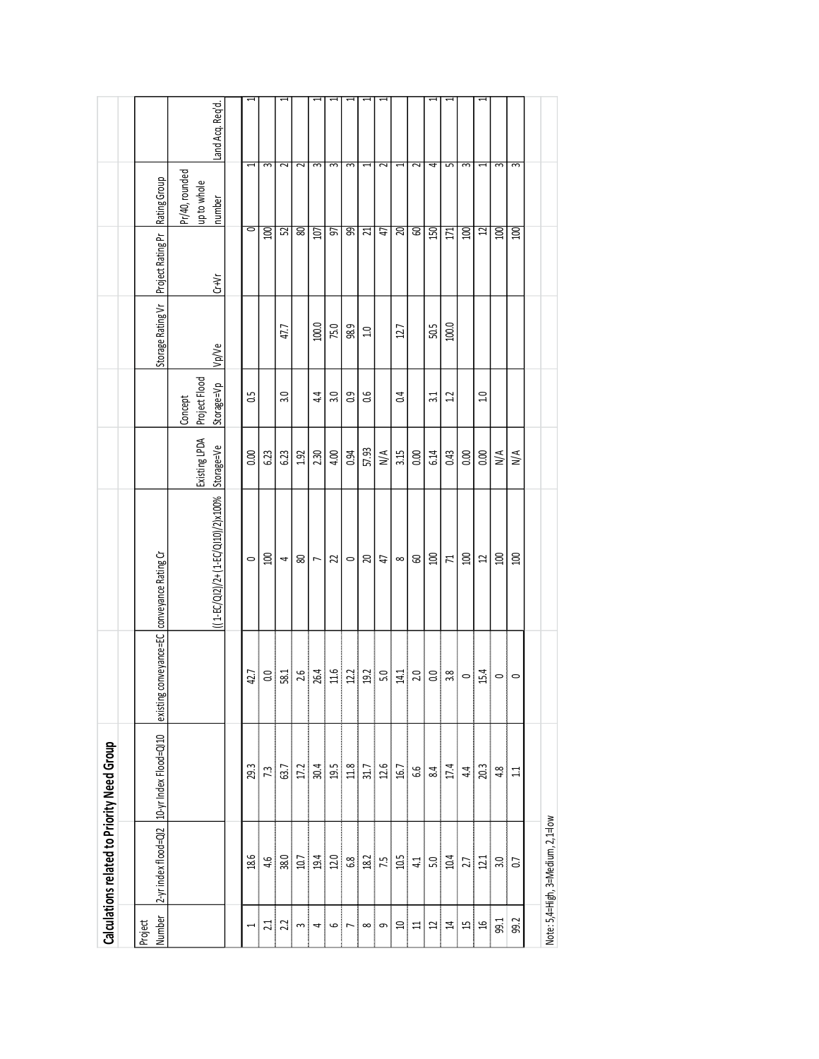## Calculations related to Priority Need Group

| Project Number | 2-yr index flood=QI2 | 10-yr Index Flood=QI10 | existing conveyance=EC | conveyance Rating Cr | Existing LPDA Storage=Ve | Concept Project Flood Storage=Vp | Storage Rating Vr | Project Rating Pr | Rating Group | Land Acq. Req'd. |
|---|---|---|---|---|---|---|---|---|---|---|
| | | | | ((1-EC/QI2)/2+(1-EC/QI10)/2)x100% | | | Vp/Ve | Cr+Vr | Pr/40, rounded up to whole number | |
| 1 | 18.6 | 29.3 | 42.7 | 0 | 0.00 | 0.5 | | 0 | 1 | 1 |
| 2.1 | 4.6 | 7.3 | 0.0 | 100 | 6.23 | | | 100 | 3 | |
| 2.2 | 38.0 | 63.7 | 58.1 | 4 | 6.23 | 3.0 | 47.7 | 52 | 2 | 1 |
| 3 | 10.7 | 17.2 | 2.6 | 80 | 1.92 | | | 80 | 2 | |
| 4 | 19.4 | 30.4 | 26.4 | 7 | 2.30 | 4.4 | 100.0 | 107 | 3 | 1 |
| 6 | 12.0 | 19.5 | 11.6 | 22 | 4.00 | 3.0 | 75.0 | 97 | 3 | 1 |
| 7 | 6.8 | 11.8 | 12.2 | 0 | 0.94 | 0.9 | 98.9 | 99 | 3 | 1 |
| 8 | 18.2 | 31.7 | 19.2 | 20 | 57.93 | 0.6 | 1.0 | 21 | 1 | 1 |
| 9 | 7.5 | 12.6 | 5.0 | 47 | N/A | | | 47 | 2 | 1 |
| 10 | 10.5 | 16.7 | 14.1 | 8 | 3.15 | 0.4 | 12.7 | 20 | 1 | |
| 11 | 4.1 | 6.6 | 2.0 | 60 | 0.00 | | | 60 | 2 | |
| 12 | 5.0 | 8.4 | 0.0 | 100 | 6.14 | 3.1 | 50.5 | 150 | 4 | 1 |
| 14 | 10.4 | 17.4 | 3.8 | 71 | 0.43 | 1.2 | 100.0 | 171 | 5 | 1 |
| 15 | 2.7 | 4.4 | 0 | 100 | 0.00 | | | 100 | 3 | |
| 16 | 12.1 | 20.3 | 15.4 | 12 | 0.00 | 1.0 | | 12 | 1 | 1 |
| 99.1 | 3.0 | 4.8 | 0 | 100 | N/A | | | 100 | 3 | |
| 99.2 | 0.7 | 1.1 | 0 | 100 | N/A | | | 100 | 3 | |

Note: 5,4=High, 3=Medium, 2,1=low